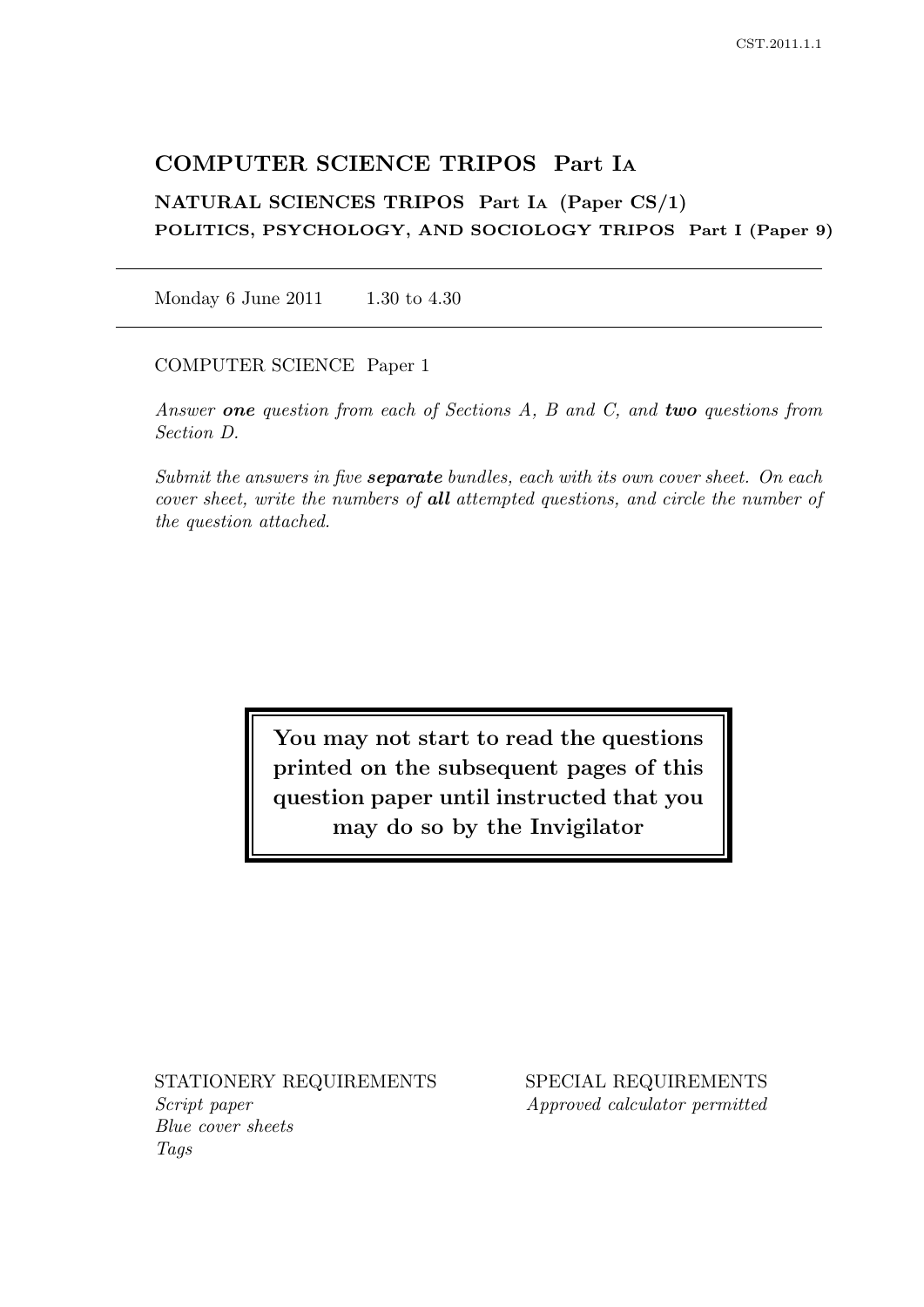# COMPUTER SCIENCE TRIPOS Part IA

## NATURAL SCIENCES TRIPOS Part IA (Paper CS/1)

### POLITICS, PSYCHOLOGY, AND SOCIOLOGY TRIPOS Part I (Paper 9)

---

Monday 6 June 2011    1.30 to 4.30

---

COMPUTER SCIENCE Paper 1

*Answer **one** question from each of Sections A, B and C, and **two** questions from Section D.*

*Submit the answers in five **separate** bundles, each with its own cover sheet. On each cover sheet, write the numbers of **all** attempted questions, and circle the number of the question attached.*

**You may not start to read the questions printed on the subsequent pages of this question paper until instructed that you may do so by the Invigilator**

STATIONERY REQUIREMENTS
*Script paper*
*Blue cover sheets*
*Tags*

SPECIAL REQUIREMENTS
*Approved calculator permitted*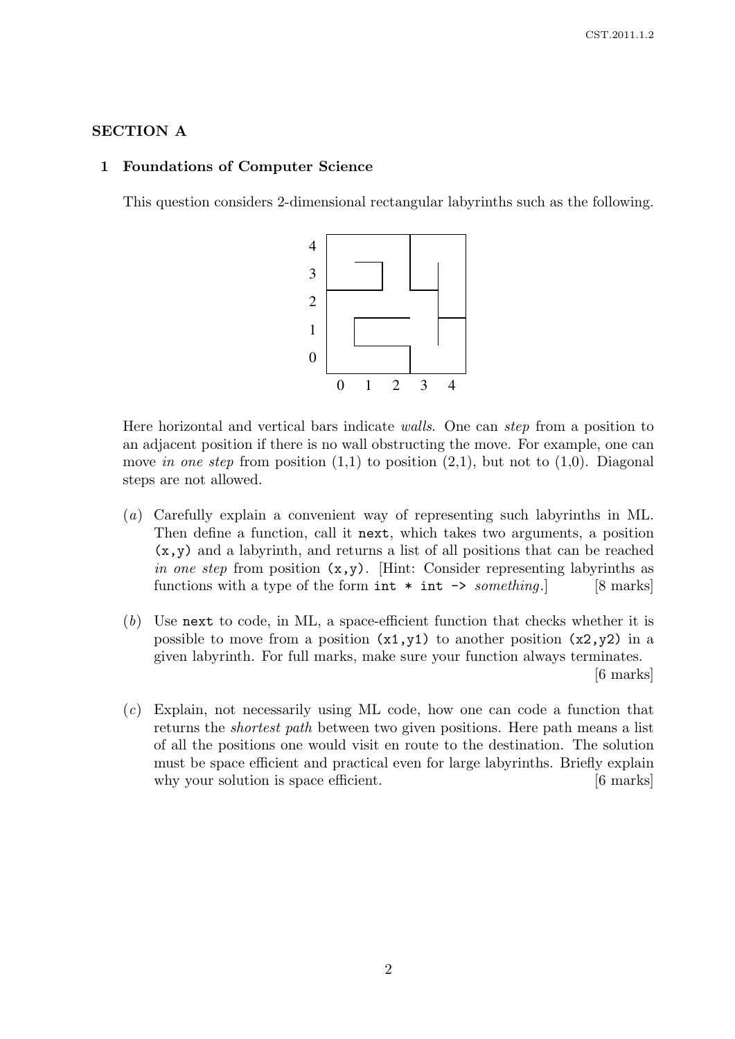## SECTION A

### 1 Foundations of Computer Science

This question considers 2-dimensional rectangular labyrinths such as the following.

Here horizontal and vertical bars indicate *walls*. One can *step* from a position to an adjacent position if there is no wall obstructing the move. For example, one can move *in one step* from position (1,1) to position (2,1), but not to (1,0). Diagonal steps are not allowed.

(*a*) Carefully explain a convenient way of representing such labyrinths in ML. Then define a function, call it `next`, which takes two arguments, a position `(x,y)` and a labyrinth, and returns a list of all positions that can be reached *in one step* from position `(x,y)`. [Hint: Consider representing labyrinths as functions with a type of the form `int * int ->` *something*.] [8 marks]

(*b*) Use `next` to code, in ML, a space-efficient function that checks whether it is possible to move from a position `(x1,y1)` to another position `(x2,y2)` in a given labyrinth. For full marks, make sure your function always terminates. [6 marks]

(*c*) Explain, not necessarily using ML code, how one can code a function that returns the *shortest path* between two given positions. Here path means a list of all the positions one would visit en route to the destination. The solution must be space efficient and practical even for large labyrinths. Briefly explain why your solution is space efficient. [6 marks]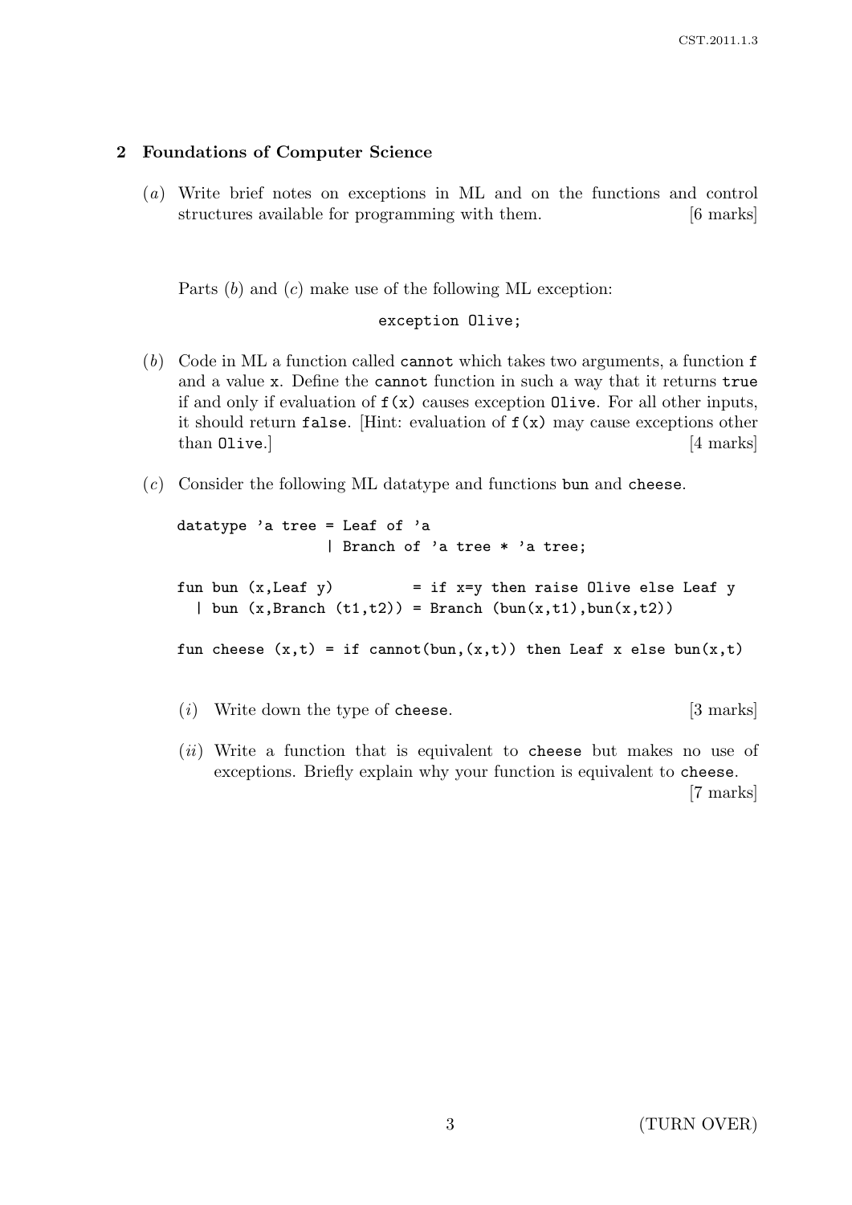## 2 Foundations of Computer Science

(*a*) Write brief notes on exceptions in ML and on the functions and control structures available for programming with them. [6 marks]

Parts (*b*) and (*c*) make use of the following ML exception:

```
exception Olive;
```

(*b*) Code in ML a function called `cannot` which takes two arguments, a function `f` and a value `x`. Define the `cannot` function in such a way that it returns `true` if and only if evaluation of `f(x)` causes exception `Olive`. For all other inputs, it should return `false`. [Hint: evaluation of `f(x)` may cause exceptions other than `Olive`.] [4 marks]

(*c*) Consider the following ML datatype and functions `bun` and `cheese`.

```
datatype 'a tree = Leaf of 'a
                 | Branch of 'a tree * 'a tree;

fun bun (x,Leaf y)         = if x=y then raise Olive else Leaf y
  | bun (x,Branch (t1,t2)) = Branch (bun(x,t1),bun(x,t2))

fun cheese (x,t) = if cannot(bun,(x,t)) then Leaf x else bun(x,t)
```

(*i*) Write down the type of `cheese`. [3 marks]

(*ii*) Write a function that is equivalent to `cheese` but makes no use of exceptions. Briefly explain why your function is equivalent to `cheese`. [7 marks]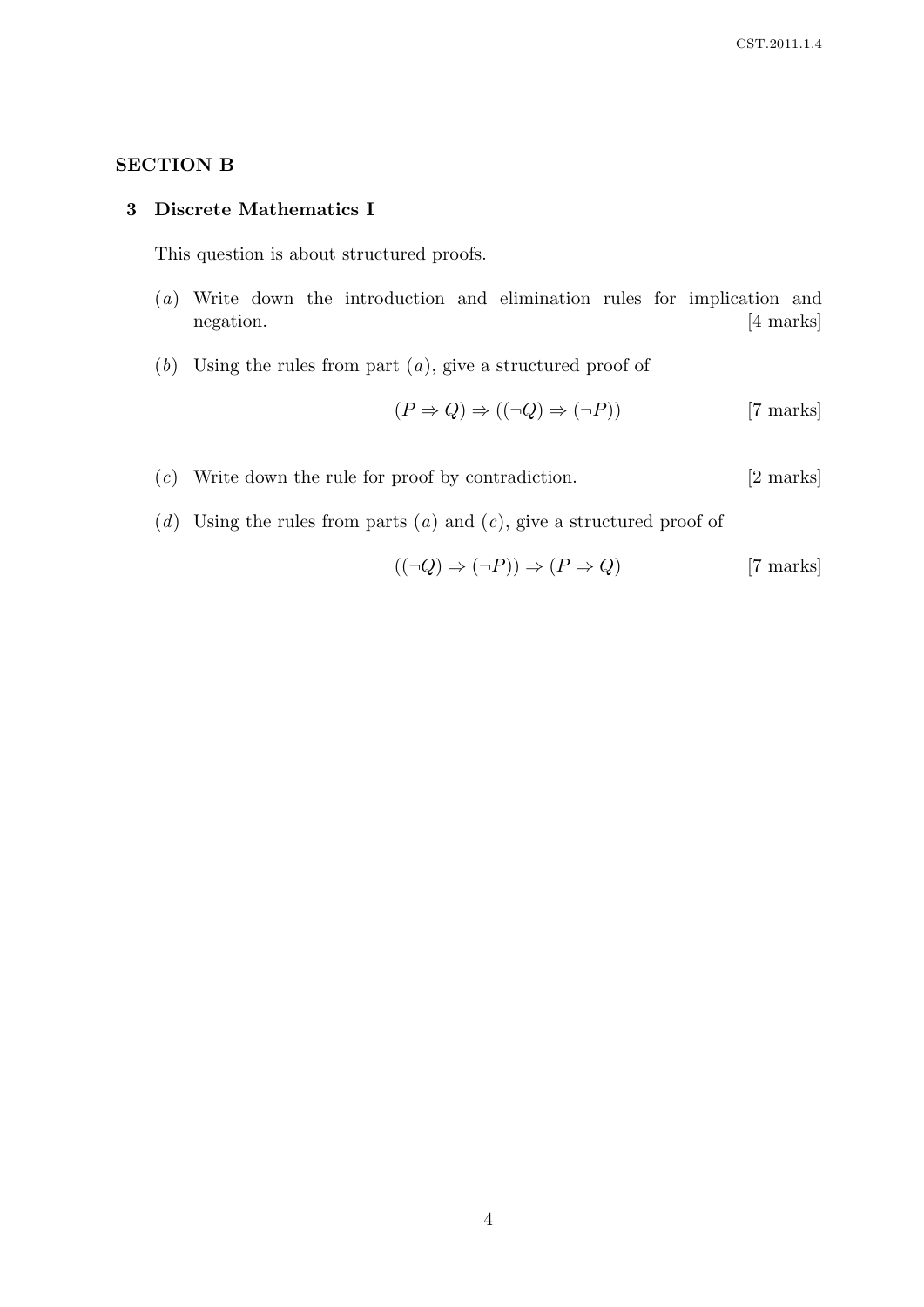## SECTION B

### 3 Discrete Mathematics I

This question is about structured proofs.

(*a*) Write down the introduction and elimination rules for implication and negation. [4 marks]

(*b*) Using the rules from part (*a*), give a structured proof of

$$(P \Rightarrow Q) \Rightarrow ((\neg Q) \Rightarrow (\neg P)) \qquad \text{[7 marks]}$$

(*c*) Write down the rule for proof by contradiction. [2 marks]

(*d*) Using the rules from parts (*a*) and (*c*), give a structured proof of

$$((\neg Q) \Rightarrow (\neg P)) \Rightarrow (P \Rightarrow Q) \qquad \text{[7 marks]}$$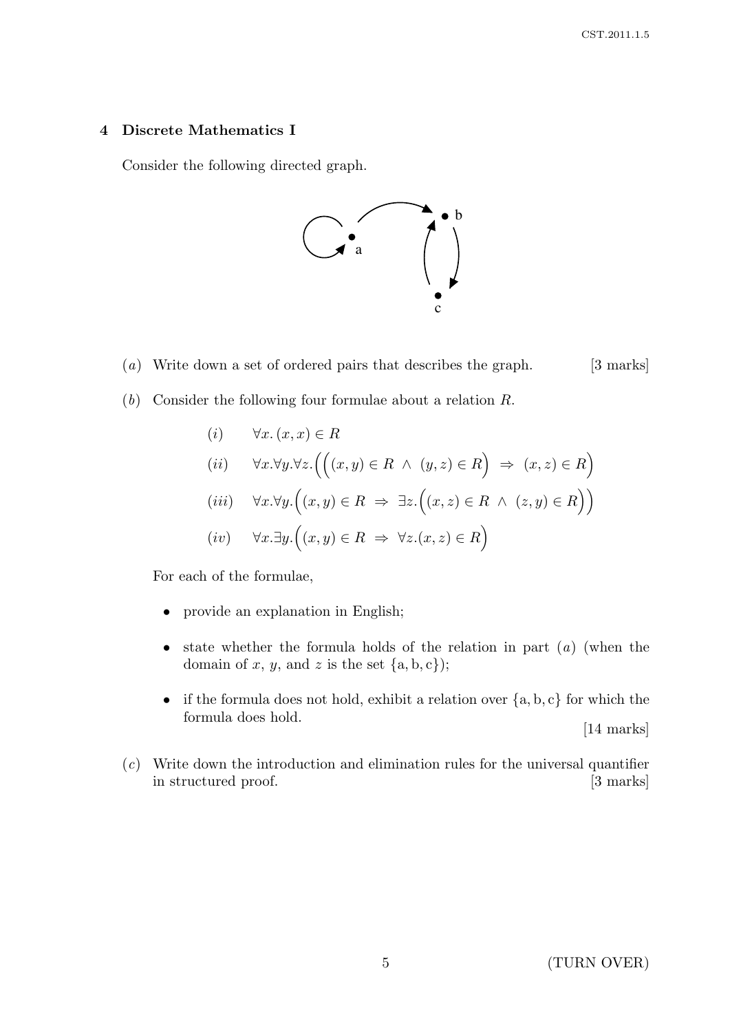## 4 Discrete Mathematics I

Consider the following directed graph.

(*a*) Write down a set of ordered pairs that describes the graph. [3 marks]

(*b*) Consider the following four formulae about a relation $R$.

$$(i) \quad \forall x. \, (x, x) \in R$$

$$(ii) \quad \forall x. \forall y. \forall z. \Big( \big( (x, y) \in R \;\wedge\; (y, z) \in R \big) \;\Rightarrow\; (x, z) \in R \Big)$$

$$(iii) \quad \forall x. \forall y. \Big( (x, y) \in R \;\Rightarrow\; \exists z. \big( (x, z) \in R \;\wedge\; (z, y) \in R \big) \Big)$$

$$(iv) \quad \forall x. \exists y. \Big( (x, y) \in R \;\Rightarrow\; \forall z. (x, z) \in R \Big)$$

For each of the formulae,

- provide an explanation in English;
- state whether the formula holds of the relation in part (*a*) (when the domain of $x$, $y$, and $z$ is the set $\{\mathrm{a}, \mathrm{b}, \mathrm{c}\}$);
- if the formula does not hold, exhibit a relation over $\{\mathrm{a}, \mathrm{b}, \mathrm{c}\}$ for which the formula does hold.

[14 marks]

(*c*) Write down the introduction and elimination rules for the universal quantifier in structured proof. [3 marks]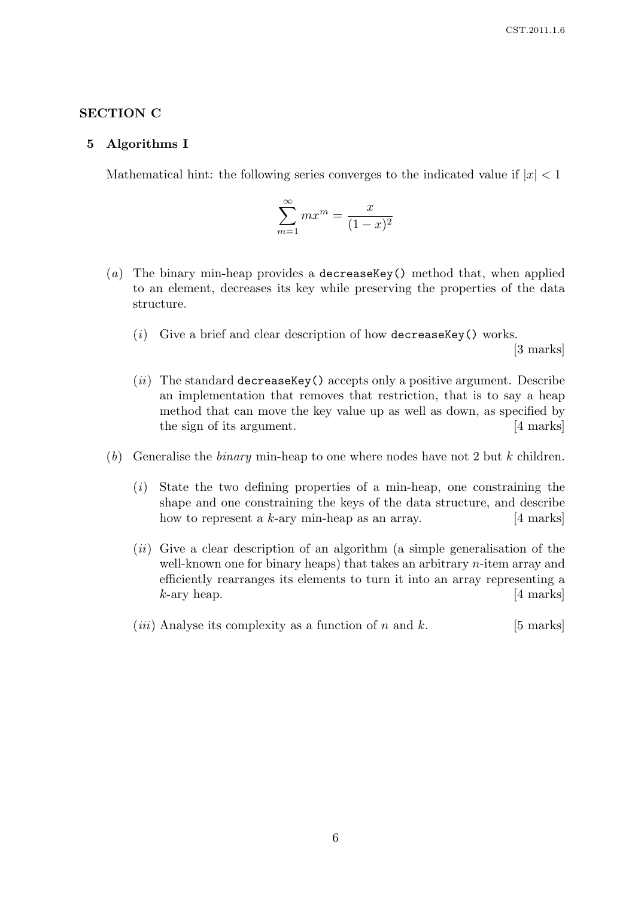## SECTION C

### 5 Algorithms I

Mathematical hint: the following series converges to the indicated value if $|x| < 1$

$$\sum_{m=1}^{\infty} m x^m = \frac{x}{(1-x)^2}$$

(*a*) The binary min-heap provides a `decreaseKey()` method that, when applied to an element, decreases its key while preserving the properties of the data structure.

(*i*) Give a brief and clear description of how `decreaseKey()` works. [3 marks]

(*ii*) The standard `decreaseKey()` accepts only a positive argument. Describe an implementation that removes that restriction, that is to say a heap method that can move the key value up as well as down, as specified by the sign of its argument. [4 marks]

(*b*) Generalise the *binary* min-heap to one where nodes have not 2 but $k$ children.

(*i*) State the two defining properties of a min-heap, one constraining the shape and one constraining the keys of the data structure, and describe how to represent a $k$-ary min-heap as an array. [4 marks]

(*ii*) Give a clear description of an algorithm (a simple generalisation of the well-known one for binary heaps) that takes an arbitrary $n$-item array and efficiently rearranges its elements to turn it into an array representing a $k$-ary heap. [4 marks]

(*iii*) Analyse its complexity as a function of $n$ and $k$. [5 marks]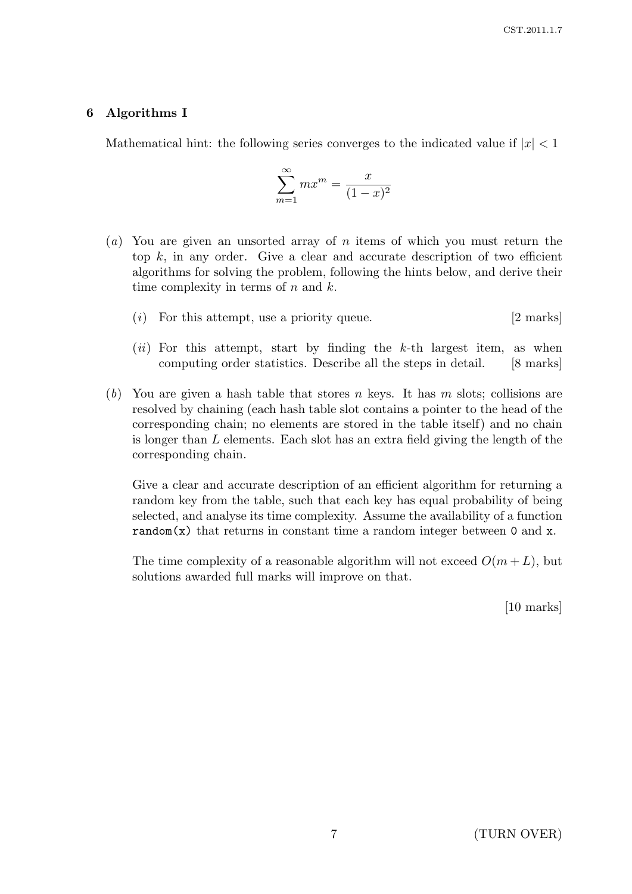## 6 Algorithms I

Mathematical hint: the following series converges to the indicated value if $|x| < 1$

$$\sum_{m=1}^{\infty} m x^m = \frac{x}{(1-x)^2}$$

(*a*) You are given an unsorted array of $n$ items of which you must return the top $k$, in any order. Give a clear and accurate description of two efficient algorithms for solving the problem, following the hints below, and derive their time complexity in terms of $n$ and $k$.

(*i*) For this attempt, use a priority queue. [2 marks]

(*ii*) For this attempt, start by finding the $k$-th largest item, as when computing order statistics. Describe all the steps in detail. [8 marks]

(*b*) You are given a hash table that stores $n$ keys. It has $m$ slots; collisions are resolved by chaining (each hash table slot contains a pointer to the head of the corresponding chain; no elements are stored in the table itself) and no chain is longer than $L$ elements. Each slot has an extra field giving the length of the corresponding chain.

Give a clear and accurate description of an efficient algorithm for returning a random key from the table, such that each key has equal probability of being selected, and analyse its time complexity. Assume the availability of a function `random(x)` that returns in constant time a random integer between `0` and `x`.

The time complexity of a reasonable algorithm will not exceed $O(m + L)$, but solutions awarded full marks will improve on that.

[10 marks]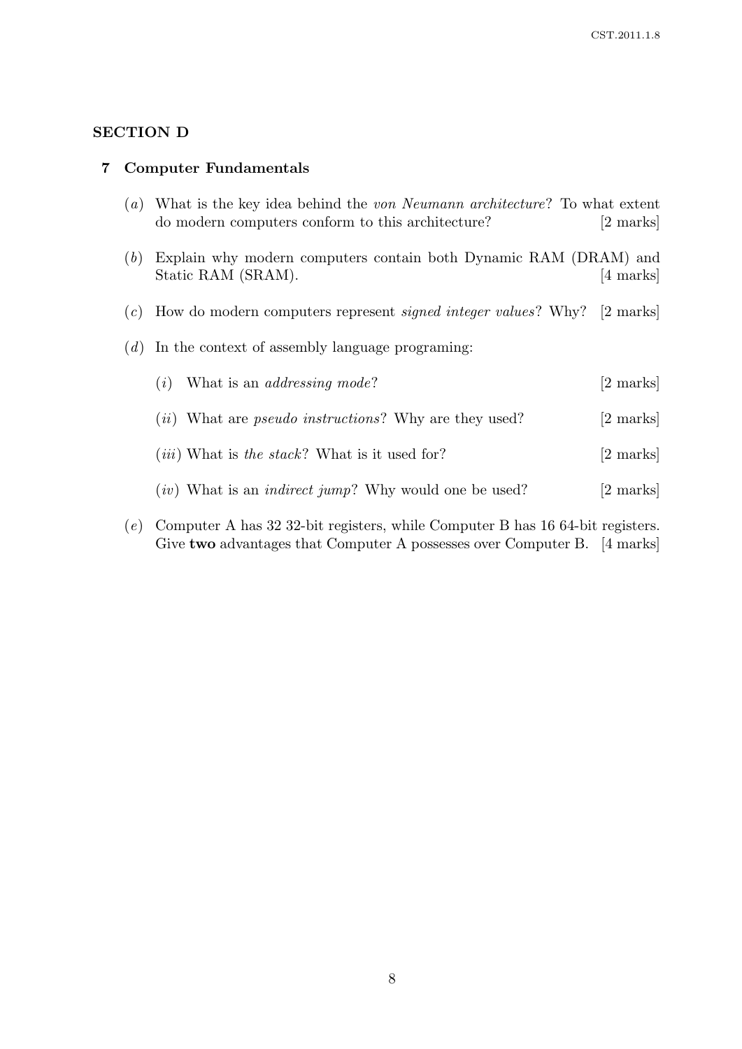## SECTION D

### 7 Computer Fundamentals

(*a*) What is the key idea behind the *von Neumann architecture*? To what extent do modern computers conform to this architecture? [2 marks]

(*b*) Explain why modern computers contain both Dynamic RAM (DRAM) and Static RAM (SRAM). [4 marks]

(*c*) How do modern computers represent *signed integer values*? Why? [2 marks]

(*d*) In the context of assembly language programing:

(*i*) What is an *addressing mode*? [2 marks]

(*ii*) What are *pseudo instructions*? Why are they used? [2 marks]

(*iii*) What is *the stack*? What is it used for? [2 marks]

(*iv*) What is an *indirect jump*? Why would one be used? [2 marks]

(*e*) Computer A has 32 32-bit registers, while Computer B has 16 64-bit registers. Give **two** advantages that Computer A possesses over Computer B. [4 marks]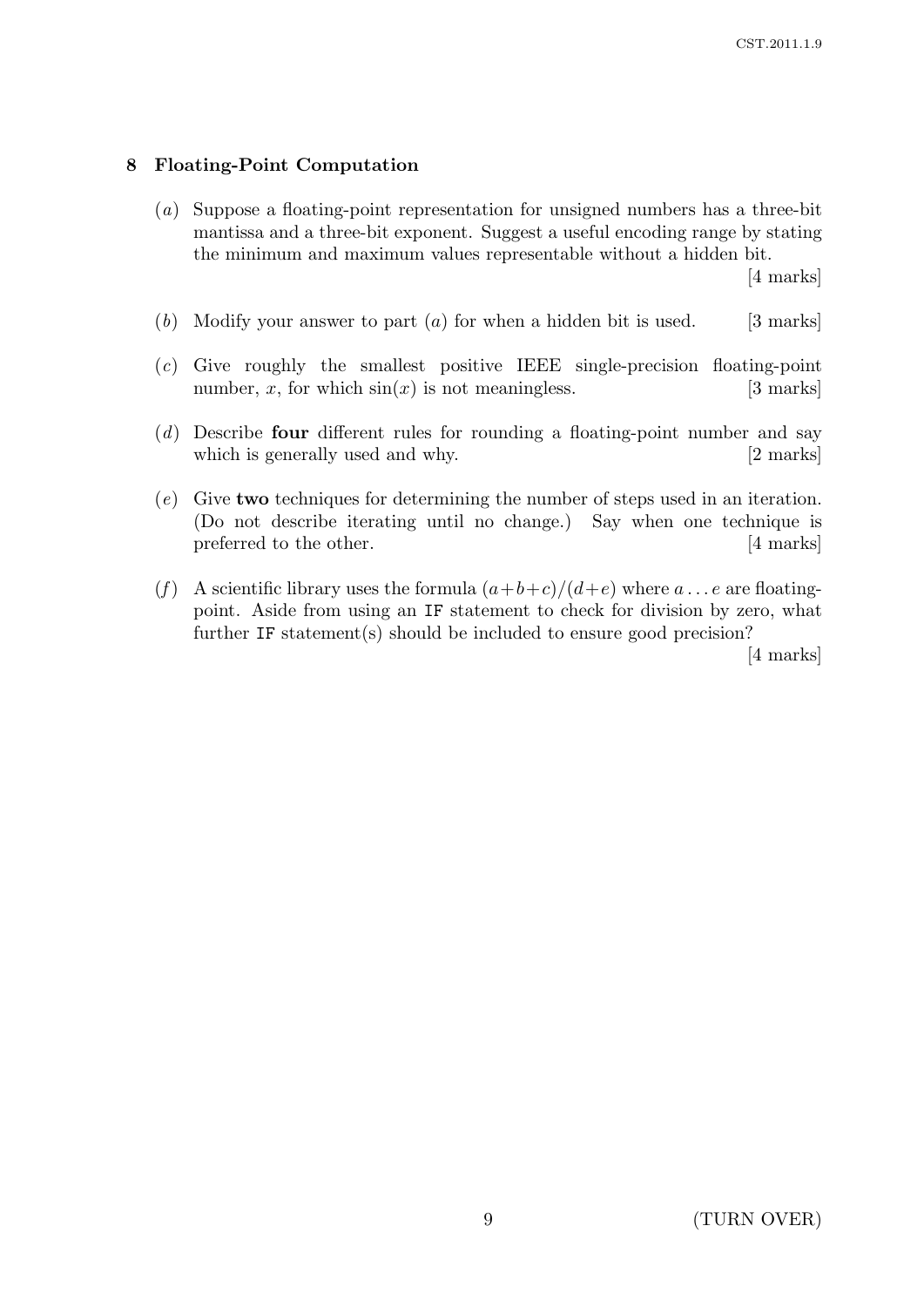## 8 Floating-Point Computation

(*a*) Suppose a floating-point representation for unsigned numbers has a three-bit mantissa and a three-bit exponent. Suggest a useful encoding range by stating the minimum and maximum values representable without a hidden bit. [4 marks]

(*b*) Modify your answer to part (*a*) for when a hidden bit is used. [3 marks]

(*c*) Give roughly the smallest positive IEEE single-precision floating-point number, $x$, for which $\sin(x)$ is not meaningless. [3 marks]

(*d*) Describe **four** different rules for rounding a floating-point number and say which is generally used and why. [2 marks]

(*e*) Give **two** techniques for determining the number of steps used in an iteration. (Do not describe iterating until no change.) Say when one technique is preferred to the other. [4 marks]

(*f*) A scientific library uses the formula $(a+b+c)/(d+e)$ where $a \ldots e$ are floating-point. Aside from using an `IF` statement to check for division by zero, what further `IF` statement(s) should be included to ensure good precision? [4 marks]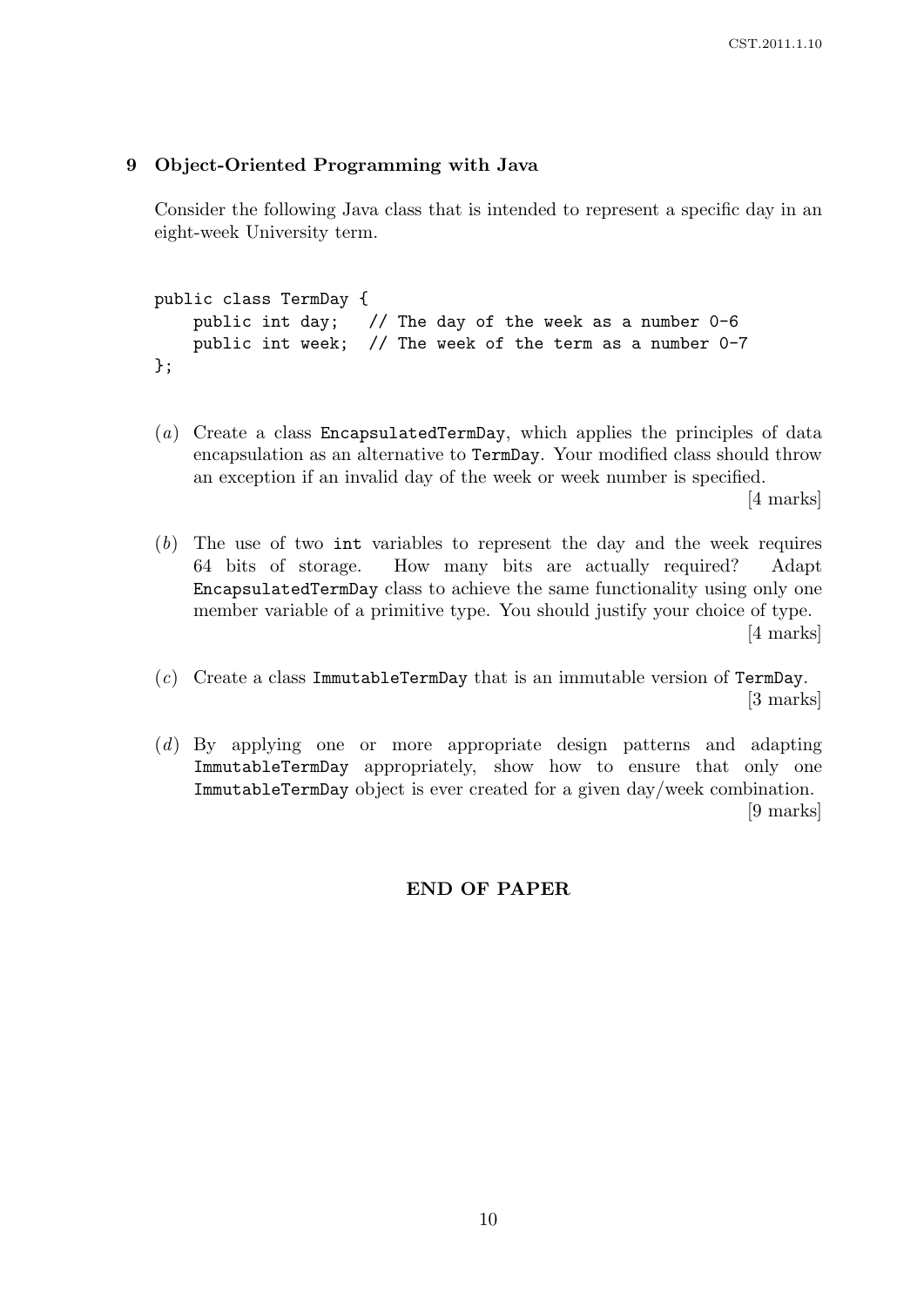## 9 Object-Oriented Programming with Java

Consider the following Java class that is intended to represent a specific day in an eight-week University term.

```
public class TermDay {
    public int day;   // The day of the week as a number 0-6
    public int week;  // The week of the term as a number 0-7
};
```

(*a*) Create a class `EncapsulatedTermDay`, which applies the principles of data encapsulation as an alternative to `TermDay`. Your modified class should throw an exception if an invalid day of the week or week number is specified. [4 marks]

(*b*) The use of two `int` variables to represent the day and the week requires 64 bits of storage. How many bits are actually required? Adapt `EncapsulatedTermDay` class to achieve the same functionality using only one member variable of a primitive type. You should justify your choice of type. [4 marks]

(*c*) Create a class `ImmutableTermDay` that is an immutable version of `TermDay`. [3 marks]

(*d*) By applying one or more appropriate design patterns and adapting `ImmutableTermDay` appropriately, show how to ensure that only one `ImmutableTermDay` object is ever created for a given day/week combination. [9 marks]

**END OF PAPER**